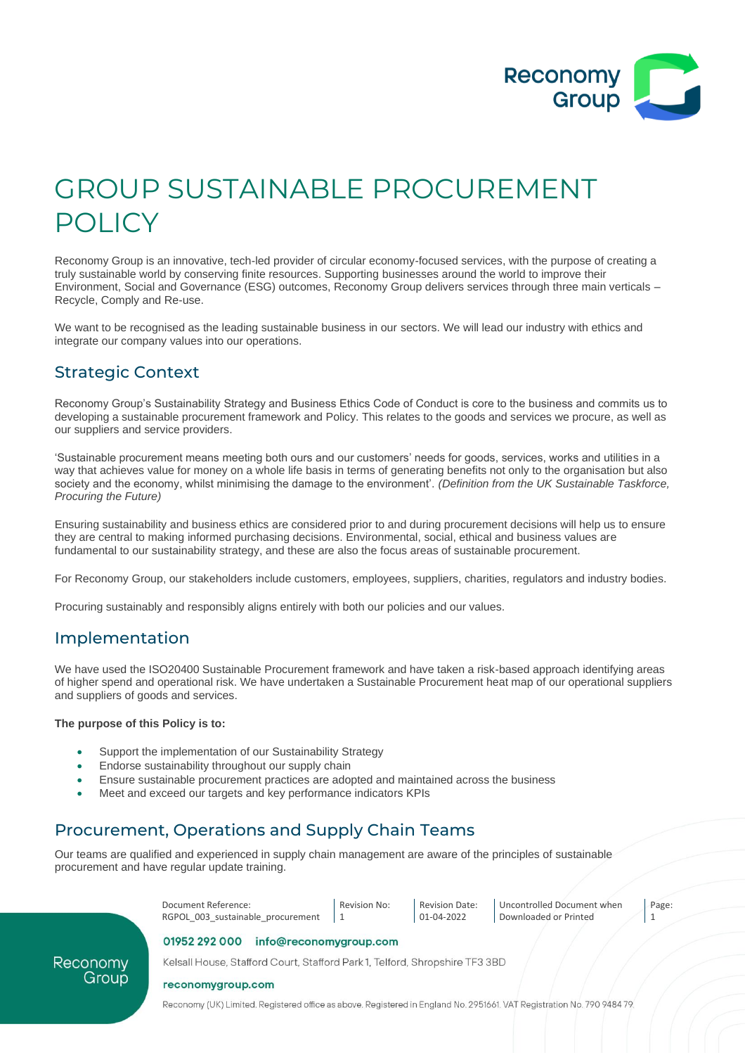# GROUP SUSTAINABLE PROCUREMENT POLICY

Reconomy Group is an innovative, tech-led provider of circular economy-focused services, with the purpose of creating a truly sustainable world by conserving finite resources. Supporting businesses around the world to improve their Environment, Social and Governance (ESG) outcomes, Reconomy Group delivers services through three main verticals – Recycle, Comply and Re-use.

We want to be recognised as the leading sustainable business in our sectors. We will lead our industry with ethics and integrate our company values into our operations.

## Strategic Context

Reconomy Group's Sustainability Strategy and Business Ethics Code of Conduct is core to the business and commits us to developing a sustainable procurement framework and Policy. This relates to the goods and services we procure, as well as our suppliers and service providers.

'Sustainable procurement means meeting both ours and our customers' needs for goods, services, works and utilities in a way that achieves value for money on a whole life basis in terms of generating benefits not only to the organisation but also society and the economy, whilst minimising the damage to the environment'. *(Definition from the UK Sustainable Taskforce, Procuring the Future)*

Ensuring sustainability and business ethics are considered prior to and during procurement decisions will help us to ensure they are central to making informed purchasing decisions. Environmental, social, ethical and business values are fundamental to our sustainability strategy, and these are also the focus areas of sustainable procurement.

For Reconomy Group, our stakeholders include customers, employees, suppliers, charities, regulators and industry bodies.

Procuring sustainably and responsibly aligns entirely with both our policies and our values.

## Implementation

We have used the ISO20400 Sustainable Procurement framework and have taken a risk-based approach identifying areas of higher spend and operational risk. We have undertaken a Sustainable Procurement heat map of our operational suppliers and suppliers of goods and services.

**The purpose of this Policy is to:**

- Support the implementation of our Sustainability Strategy
- Endorse sustainability throughout our supply chain
- Ensure sustainable procurement practices are adopted and maintained across the business
- Meet and exceed our targets and key performance indicators KPIs

## Procurement, Operations and Supply Chain Teams

Our teams are qualified and experienced in supply chain management are aware of the principles of sustainable procurement and have regular update training.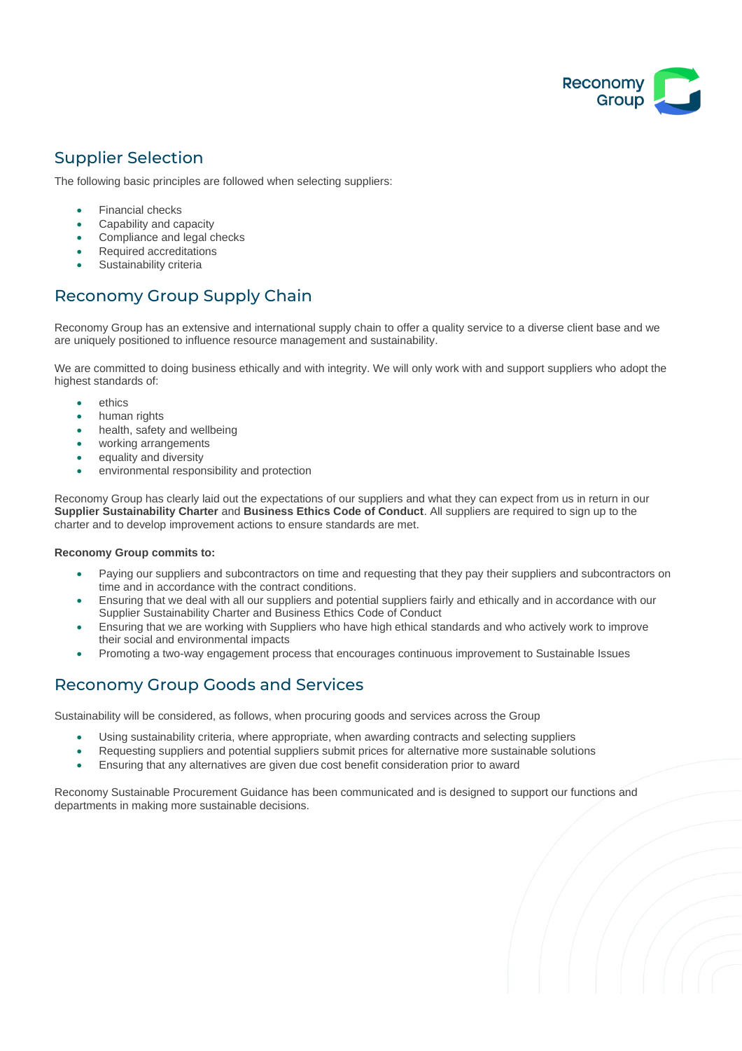## Supplier Selection

The following basic principles are followed when selecting suppliers:

- Financial checks
- Capability and capacity
- Compliance and legal checks
- Required accreditations
- Sustainability criteria

## Reconomy Group Supply Chain

Reconomy Group has an extensive and international supply chain to offer a quality service to a diverse client base and we are uniquely positioned to influence resource management and sustainability.

We are committed to doing business ethically and with integrity. We will only work with and support suppliers who adopt the highest standards of:

- ethics
- human rights
- health, safety and wellbeing
- working arrangements
- equality and diversity
- environmental responsibility and protection

Reconomy Group has clearly laid out the expectations of our suppliers and what they can expect from us in return in our **Supplier Sustainability Charter** and **Business Ethics Code of Conduct**. All suppliers are required to sign up to the charter and to develop improvement actions to ensure standards are met.

**Reconomy Group commits to:**

- Paying our suppliers and subcontractors on time and requesting that they pay their suppliers and subcontractors on time and in accordance with the contract conditions.
- Ensuring that we deal with all our suppliers and potential suppliers fairly and ethically and in accordance with our Supplier Sustainability Charter and Business Ethics Code of Conduct
- Ensuring that we are working with Suppliers who have high ethical standards and who actively work to improve their social and environmental impacts
- Promoting a two-way engagement process that encourages continuous improvement to Sustainable Issues

## Reconomy Group Goods and Services

Sustainability will be considered, as follows, when procuring goods and services across the Group

- Using sustainability criteria, where appropriate, when awarding contracts and selecting suppliers
- Requesting suppliers and potential suppliers submit prices for alternative more sustainable solutions
- Ensuring that any alternatives are given due cost benefit consideration prior to award

Reconomy Sustainable Procurement Guidance has been communicated and is designed to support our functions and departments in making more sustainable decisions.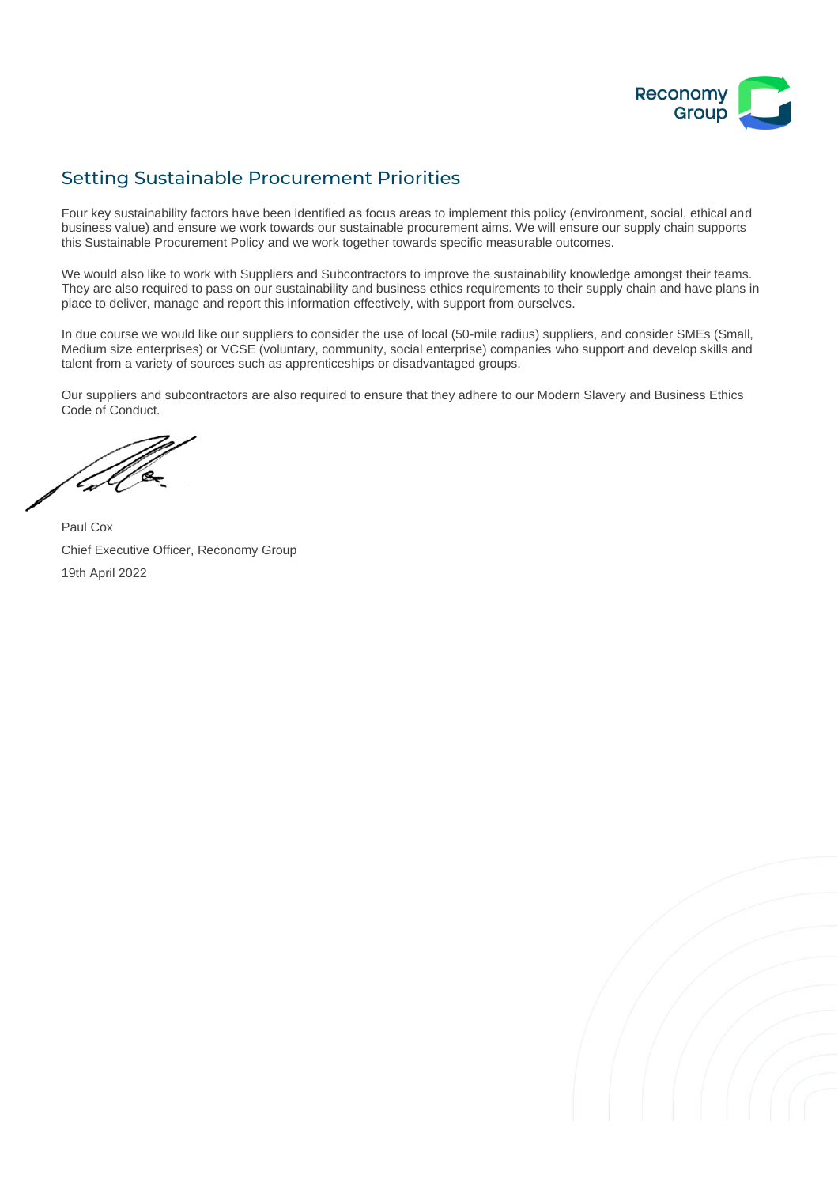## Setting Sustainable Procurement Priorities

Four key sustainability factors have been identified as focus areas to implement this policy (environment, social, ethical and business value) and ensure we work towards our sustainable procurement aims. We will ensure our supply chain supports this Sustainable Procurement Policy and we work together towards specific measurable outcomes.

We would also like to work with Suppliers and Subcontractors to improve the sustainability knowledge amongst their teams. They are also required to pass on our sustainability and business ethics requirements to their supply chain and have plans in place to deliver, manage and report this information effectively, with support from ourselves.

In due course we would like our suppliers to consider the use of local (50-mile radius) suppliers, and consider SMEs (Small, Medium size enterprises) or VCSE (voluntary, community, social enterprise) companies who support and develop skills and talent from a variety of sources such as apprenticeships or disadvantaged groups.

Our suppliers and subcontractors are also required to ensure that they adhere to our Modern Slavery and Business Ethics Code of Conduct.

Paul Cox
Chief Executive Officer, Reconomy Group
19th April 2022